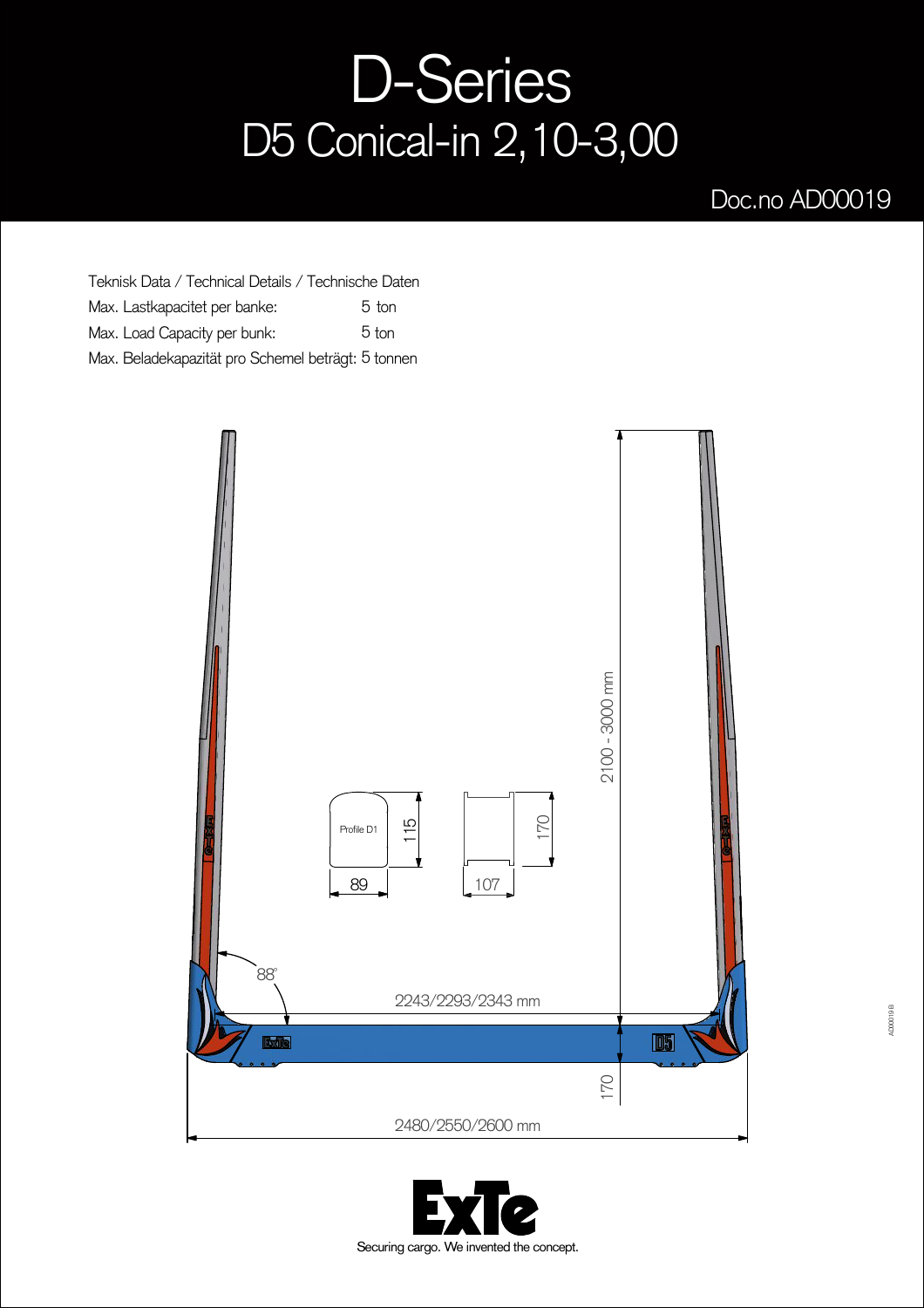# D-Series

## D5 Conical-in 2,10-3,00

Doc.no AD00019

Teknisk Data / Technical Details / Technische Daten

| | |
|---|---|
| Max. Lastkapacitet per banke: | 5 ton |
| Max. Load Capacity per bunk: | 5 ton |
| Max. Beladekapazität pro Schemel beträgt: | 5 tonnen |

2100 - 3000 mm

Profile D1

115

89

170

107

88°

2243/2293/2343 mm

170

2480/2550/2600 mm

Securing cargo. We invented the concept.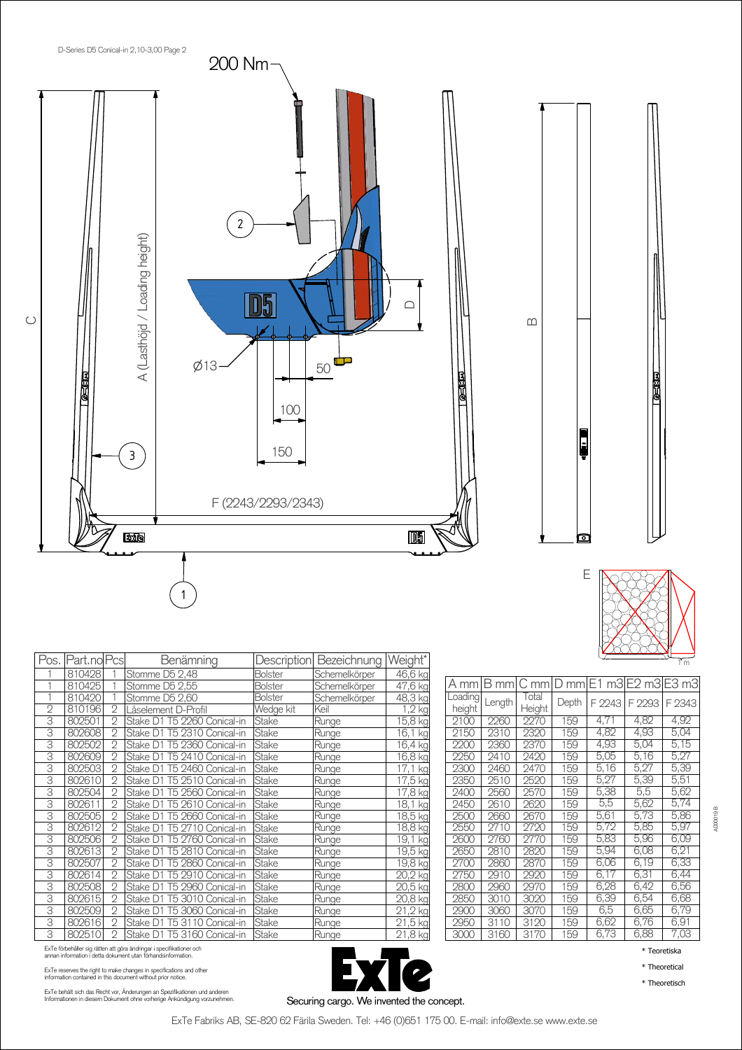D-Series D5 Conical-in 2,10-3,00 Page 2

200 Nm

2

D5

D

Ø13

50

100

150

F (2243/2293/2343)

A (Lasthöjd / Loading height)

C

B

3

1

E

1 m

| Pos. | Part.no | Pcs | Benämning | Description | Bezeichnung | Weight* |
|---|---|---|---|---|---|---|
| 1 | 810428 | 1 | Stomme D5 2,48 | Bolster | Schemelkörper | 46,6 kg |
| 1 | 810425 | 1 | Stomme D5 2,55 | Bolster | Schemelkörper | 47,6 kg |
| 1 | 810420 | 1 | Stomme D5 2,60 | Bolster | Schemelkörper | 48,3 kg |
| 2 | 810196 | 2 | Låselement D-Profil | Wedge kit | Keil | 1,2 kg |
| 3 | 802501 | 2 | Stake D1 T5 2260 Conical-in | Stake | Runge | 15,8 kg |
| 3 | 802608 | 2 | Stake D1 T5 2310 Conical-in | Stake | Runge | 16,1 kg |
| 3 | 802502 | 2 | Stake D1 T5 2360 Conical-in | Stake | Runge | 16,4 kg |
| 3 | 802609 | 2 | Stake D1 T5 2410 Conical-in | Stake | Runge | 16,8 kg |
| 3 | 802503 | 2 | Stake D1 T5 2460 Conical-in | Stake | Runge | 17,1 kg |
| 3 | 802610 | 2 | Stake D1 T5 2510 Conical-in | Stake | Runge | 17,5 kg |
| 3 | 802504 | 2 | Stake D1 T5 2560 Conical-in | Stake | Runge | 17,8 kg |
| 3 | 802611 | 2 | Stake D1 T5 2610 Conical-in | Stake | Runge | 18,1 kg |
| 3 | 802505 | 2 | Stake D1 T5 2660 Conical-in | Stake | Runge | 18,5 kg |
| 3 | 802612 | 2 | Stake D1 T5 2710 Conical-in | Stake | Runge | 18,8 kg |
| 3 | 802506 | 2 | Stake D1 T5 2760 Conical-in | Stake | Runge | 19,1 kg |
| 3 | 802613 | 2 | Stake D1 T5 2810 Conical-in | Stake | Runge | 19,5 kg |
| 3 | 802507 | 2 | Stake D1 T5 2860 Conical-in | Stake | Runge | 19,8 kg |
| 3 | 802614 | 2 | Stake D1 T5 2910 Conical-in | Stake | Runge | 20,2 kg |
| 3 | 802508 | 2 | Stake D1 T5 2960 Conical-in | Stake | Runge | 20,5 kg |
| 3 | 802615 | 2 | Stake D1 T5 3010 Conical-in | Stake | Runge | 20,8 kg |
| 3 | 802509 | 2 | Stake D1 T5 3060 Conical-in | Stake | Runge | 21,2 kg |
| 3 | 802616 | 2 | Stake D1 T5 3110 Conical-in | Stake | Runge | 21,5 kg |
| 3 | 802510 | 2 | Stake D1 T5 3160 Conical-in | Stake | Runge | 21,8 kg |

| A mm | B mm | C mm | D mm | E1 m3 | E2 m3 | E3 m3 |
|---|---|---|---|---|---|---|
| Loading height | Length | Total Height | Depth | F 2243 | F 2293 | F 2343 |
| 2100 | 2260 | 2270 | 159 | 4,71 | 4,82 | 4,92 |
| 2150 | 2310 | 2320 | 159 | 4,82 | 4,93 | 5,04 |
| 2200 | 2360 | 2370 | 159 | 4,93 | 5,04 | 5,15 |
| 2250 | 2410 | 2420 | 159 | 5,05 | 5,16 | 5,27 |
| 2300 | 2460 | 2470 | 159 | 5,16 | 5,27 | 5,39 |
| 2350 | 2510 | 2520 | 159 | 5,27 | 5,39 | 5,51 |
| 2400 | 2560 | 2570 | 159 | 5,38 | 5,5 | 5,62 |
| 2450 | 2610 | 2620 | 159 | 5,5 | 5,62 | 5,74 |
| 2500 | 2660 | 2670 | 159 | 5,61 | 5,73 | 5,86 |
| 2550 | 2710 | 2720 | 159 | 5,72 | 5,85 | 5,97 |
| 2600 | 2760 | 2770 | 159 | 5,83 | 5,96 | 6,09 |
| 2650 | 2810 | 2820 | 159 | 5,94 | 6,08 | 6,21 |
| 2700 | 2860 | 2870 | 159 | 6,06 | 6,19 | 6,33 |
| 2750 | 2910 | 2920 | 159 | 6,17 | 6,31 | 6,44 |
| 2800 | 2960 | 2970 | 159 | 6,28 | 6,42 | 6,56 |
| 2850 | 3010 | 3020 | 159 | 6,39 | 6,54 | 6,68 |
| 2900 | 3060 | 3070 | 159 | 6,5 | 6,65 | 6,79 |
| 2950 | 3110 | 3120 | 159 | 6,62 | 6,76 | 6,91 |
| 3000 | 3160 | 3170 | 159 | 6,73 | 6,88 | 7,03 |

\* Teoretiska

\* Theoretical

\* Theoretisch

A000019 B

ExTe förbehåller sig rätten att göra ändringar i specifikationer och annan information i detta dokument utan förhandsinformation.

ExTe reserves the right to make changes in specifications and other information contained in this document without prior notice.

ExTe behält sich das Recht vor, Änderungen an Spezifikationen und anderen Informationen in diesem Dokument ohne vorherige Ankündigung vorzunehmen.

ExTe

Securing cargo. We invented the concept.

ExTe Fabriks AB, SE-820 62 Färila Sweden. Tel: +46 (0)651 175 00. E-mail: info@exte.se www.exte.se